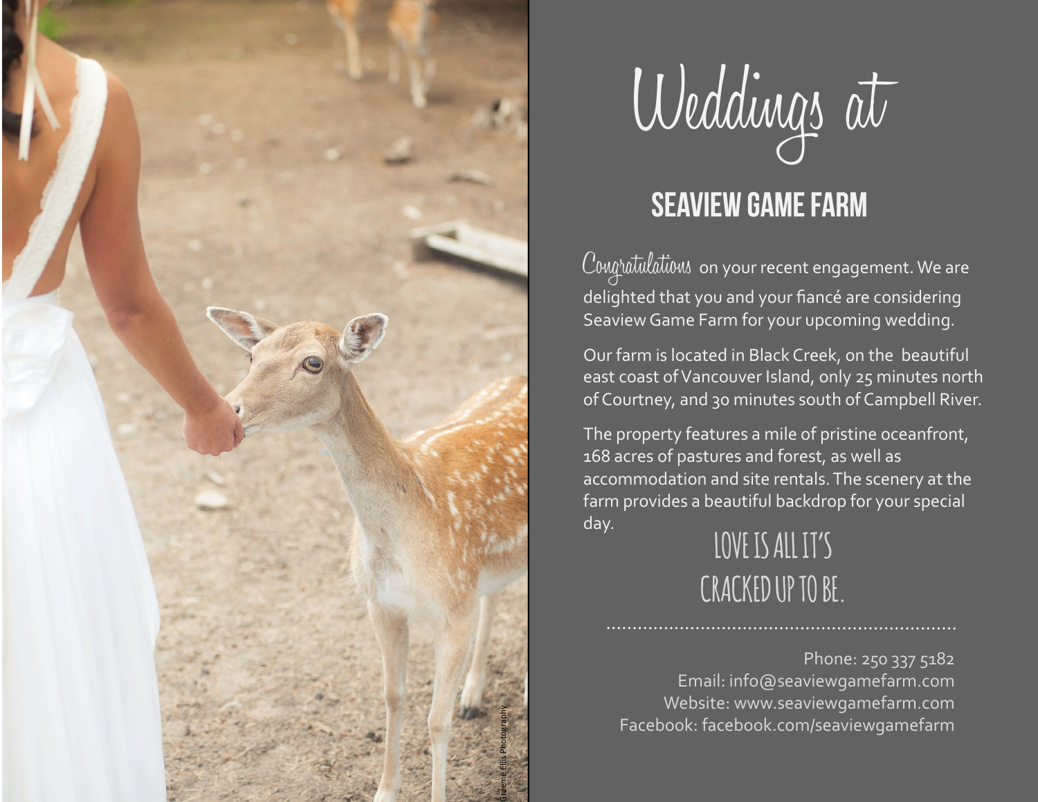# Weddings at

## SEAVIEW GAME FARM

Congratulations on your recent engagement. We are delighted that you and your fiancé are considering Seaview Game Farm for your upcoming wedding.

Our farm is located in Black Creek, on the beautiful east coast of Vancouver Island, only 25 minutes north of Courtney, and 30 minutes south of Campbell River.

The property features a mile of pristine oceanfront, 168 acres of pastures and forest, as well as accommodation and site rentals. The scenery at the farm provides a beautiful backdrop for your special day.

LOVE IS ALL IT'S
CRACKED UP TO BE.

Phone: 250 337 5182
Email: info@seaviewgamefarm.com
Website: www.seaviewgamefarm.com
Facebook: facebook.com/seaviewgamefarm

Greene Ellis Photography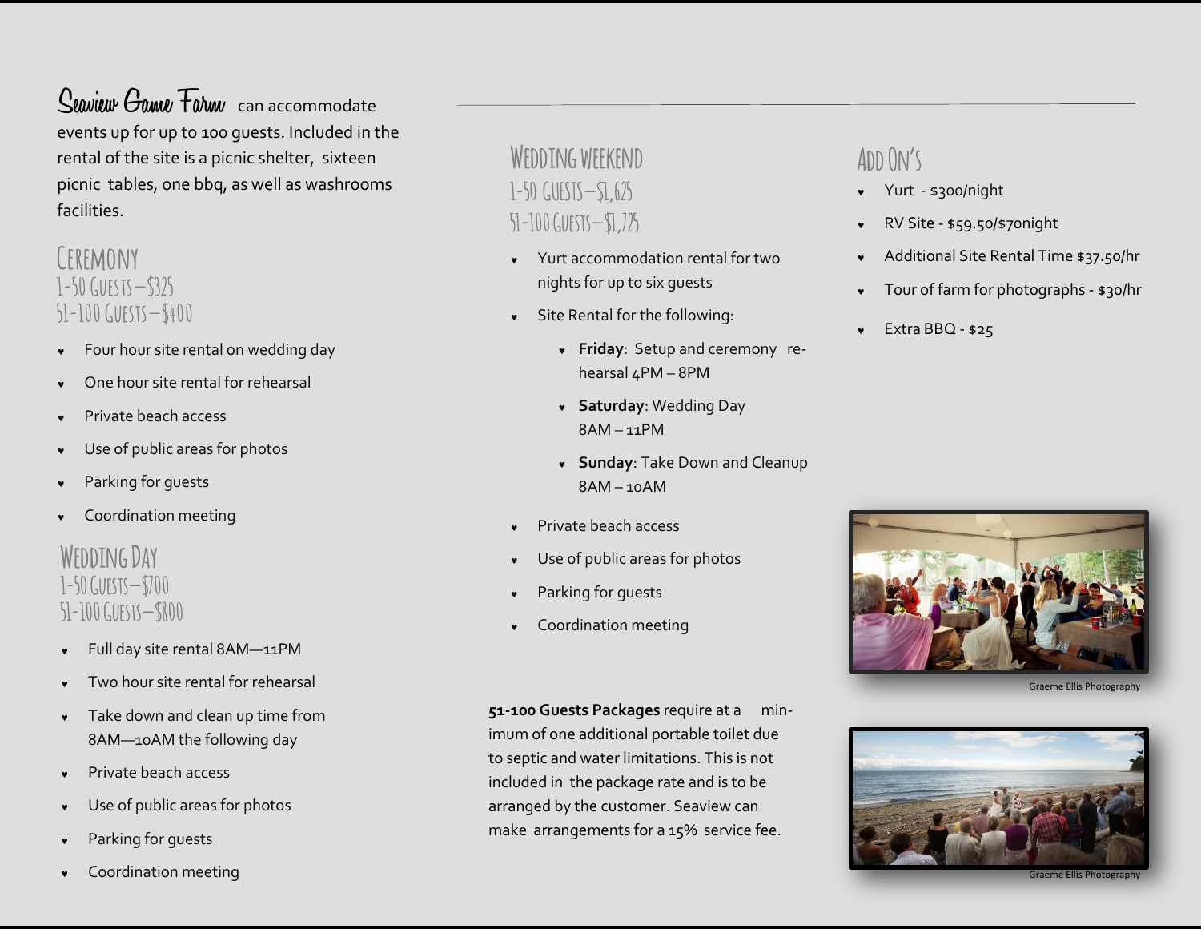**Seaview Game Farm** can accommodate events up for up to 100 guests. Included in the rental of the site is a picnic shelter, sixteen picnic tables, one bbq, as well as washrooms facilities.

## Ceremony

1-50 Guests—$325
51-100 Guests—$400

- Four hour site rental on wedding day
- One hour site rental for rehearsal
- Private beach access
- Use of public areas for photos
- Parking for guests
- Coordination meeting

## Wedding Day

1-50 Guests—$700
51-100 Guests—$800

- Full day site rental 8AM—11PM
- Two hour site rental for rehearsal
- Take down and clean up time from 8AM—10AM the following day
- Private beach access
- Use of public areas for photos
- Parking for guests
- Coordination meeting

## Wedding Weekend

1-50 Guests—$1,625
51-100 Guests—$1,725

- Yurt accommodation rental for two nights for up to six guests
- Site Rental for the following:
  - **Friday**: Setup and ceremony rehearsal 4PM – 8PM
  - **Saturday**: Wedding Day 8AM – 11PM
  - **Sunday**: Take Down and Cleanup 8AM – 10AM
- Private beach access
- Use of public areas for photos
- Parking for guests
- Coordination meeting

**51-100 Guests Packages** require at a minimum of one additional portable toilet due to septic and water limitations. This is not included in the package rate and is to be arranged by the customer. Seaview can make arrangements for a 15% service fee.

## Add On's

- Yurt - $300/night
- RV Site - $59.50/$70night
- Additional Site Rental Time $37.50/hr
- Tour of farm for photographs - $30/hr
- Extra BBQ - $25

Graeme Ellis Photography

Graeme Ellis Photography